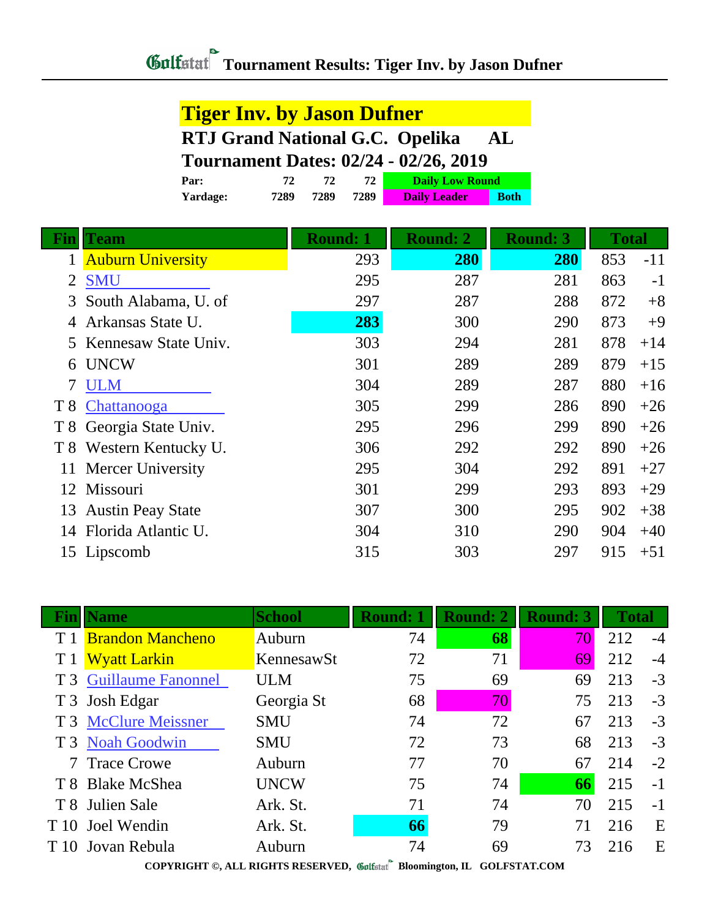# Tournament Results: Tiger Inv. by Jason Dufner

## Tiger Inv. by Jason Dufner

**RTJ Grand National G.C. Opelika AL**

**Tournament Dates: 02/24 - 02/26, 2019**

| | | | |
|---|---|---|---|
| **Par:** | 72 | 72 | 72 |
| **Yardage:** | 7289 | 7289 | 7289 |

Daily Low Round | Daily Leader | Both

| Fin | Team | Round: 1 | Round: 2 | Round: 3 | Total | |
|---|---|---|---|---|---|---|
| 1 | Auburn University | 293 | **280** | **280** | 853 | -11 |
| 2 | SMU | 295 | 287 | 281 | 863 | -1 |
| 3 | South Alabama, U. of | 297 | 287 | 288 | 872 | +8 |
| 4 | Arkansas State U. | **283** | 300 | 290 | 873 | +9 |
| 5 | Kennesaw State Univ. | 303 | 294 | 281 | 878 | +14 |
| 6 | UNCW | 301 | 289 | 289 | 879 | +15 |
| 7 | ULM | 304 | 289 | 287 | 880 | +16 |
| T 8 | Chattanooga | 305 | 299 | 286 | 890 | +26 |
| T 8 | Georgia State Univ. | 295 | 296 | 299 | 890 | +26 |
| T 8 | Western Kentucky U. | 306 | 292 | 292 | 890 | +26 |
| 11 | Mercer University | 295 | 304 | 292 | 891 | +27 |
| 12 | Missouri | 301 | 299 | 293 | 893 | +29 |
| 13 | Austin Peay State | 307 | 300 | 295 | 902 | +38 |
| 14 | Florida Atlantic U. | 304 | 310 | 290 | 904 | +40 |
| 15 | Lipscomb | 315 | 303 | 297 | 915 | +51 |

| Fin | Name | School | Round: 1 | Round: 2 | Round: 3 | Total | |
|---|---|---|---|---|---|---|---|
| T 1 | Brandon Mancheno | Auburn | 74 | **68** | 70 | 212 | -4 |
| T 1 | Wyatt Larkin | KennesawSt | 72 | 71 | 69 | 212 | -4 |
| T 3 | Guillaume Fanonnel | ULM | 75 | 69 | 69 | 213 | -3 |
| T 3 | Josh Edgar | Georgia St | 68 | 70 | 75 | 213 | -3 |
| T 3 | McClure Meissner | SMU | 74 | 72 | 67 | 213 | -3 |
| T 3 | Noah Goodwin | SMU | 72 | 73 | 68 | 213 | -3 |
| 7 | Trace Crowe | Auburn | 77 | 70 | 67 | 214 | -2 |
| T 8 | Blake McShea | UNCW | 75 | 74 | **66** | 215 | -1 |
| T 8 | Julien Sale | Ark. St. | 71 | 74 | 70 | 215 | -1 |
| T 10 | Joel Wendin | Ark. St. | **66** | 79 | 71 | 216 | E |
| T 10 | Jovan Rebula | Auburn | 74 | 69 | 73 | 216 | E |

COPYRIGHT ©, ALL RIGHTS RESERVED, Golfstat Bloomington, IL GOLFSTAT.COM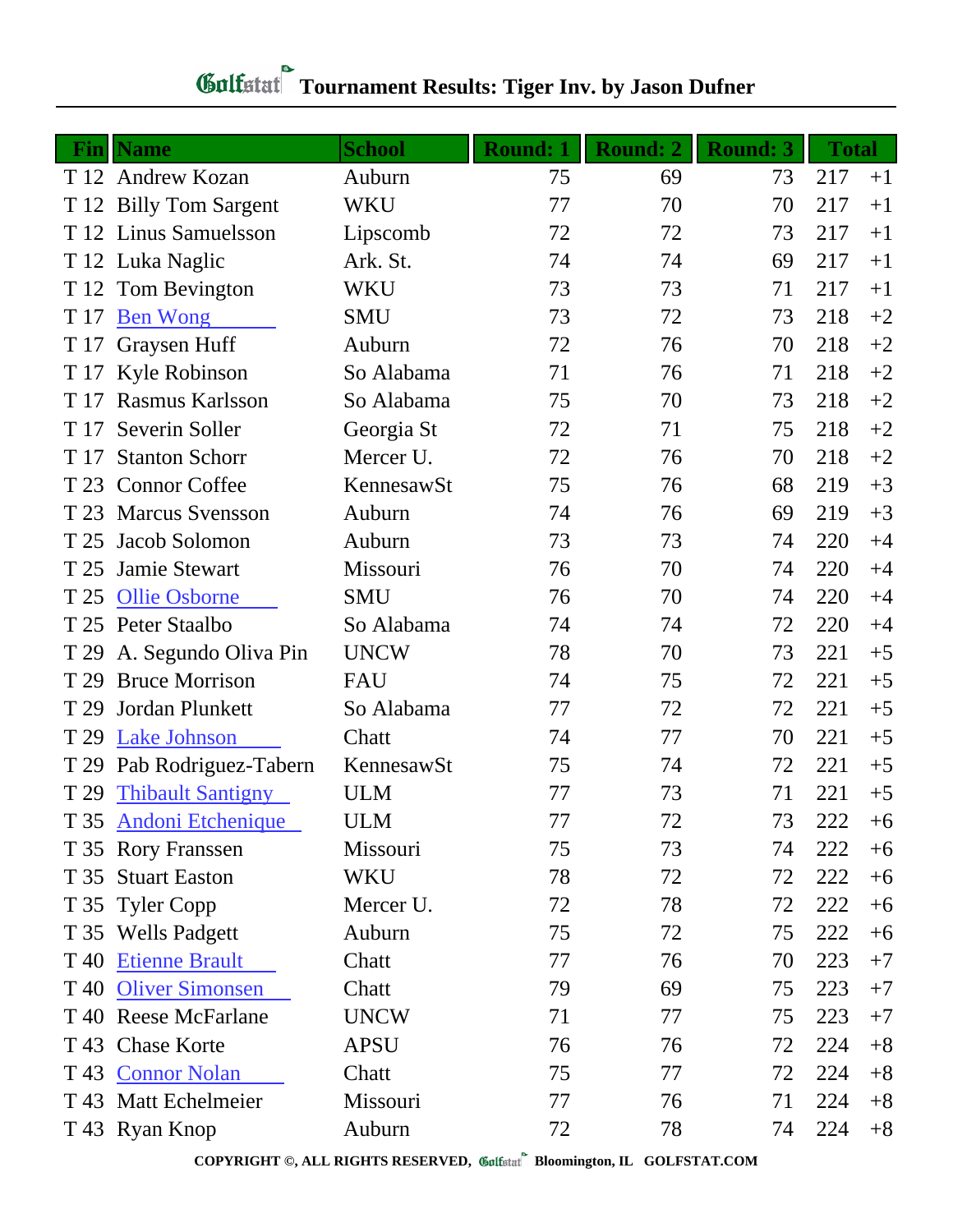# Golfstat Tournament Results: Tiger Inv. by Jason Dufner

| Fin | Name | School | Round: 1 | Round: 2 | Round: 3 | Total | |
|---|---|---|---|---|---|---|---|
| T 12 | Andrew Kozan | Auburn | 75 | 69 | 73 | 217 | +1 |
| T 12 | Billy Tom Sargent | WKU | 77 | 70 | 70 | 217 | +1 |
| T 12 | Linus Samuelsson | Lipscomb | 72 | 72 | 73 | 217 | +1 |
| T 12 | Luka Naglic | Ark. St. | 74 | 74 | 69 | 217 | +1 |
| T 12 | Tom Bevington | WKU | 73 | 73 | 71 | 217 | +1 |
| T 17 | Ben Wong | SMU | 73 | 72 | 73 | 218 | +2 |
| T 17 | Graysen Huff | Auburn | 72 | 76 | 70 | 218 | +2 |
| T 17 | Kyle Robinson | So Alabama | 71 | 76 | 71 | 218 | +2 |
| T 17 | Rasmus Karlsson | So Alabama | 75 | 70 | 73 | 218 | +2 |
| T 17 | Severin Soller | Georgia St | 72 | 71 | 75 | 218 | +2 |
| T 17 | Stanton Schorr | Mercer U. | 72 | 76 | 70 | 218 | +2 |
| T 23 | Connor Coffee | KennesawSt | 75 | 76 | 68 | 219 | +3 |
| T 23 | Marcus Svensson | Auburn | 74 | 76 | 69 | 219 | +3 |
| T 25 | Jacob Solomon | Auburn | 73 | 73 | 74 | 220 | +4 |
| T 25 | Jamie Stewart | Missouri | 76 | 70 | 74 | 220 | +4 |
| T 25 | Ollie Osborne | SMU | 76 | 70 | 74 | 220 | +4 |
| T 25 | Peter Staalbo | So Alabama | 74 | 74 | 72 | 220 | +4 |
| T 29 | A. Segundo Oliva Pin | UNCW | 78 | 70 | 73 | 221 | +5 |
| T 29 | Bruce Morrison | FAU | 74 | 75 | 72 | 221 | +5 |
| T 29 | Jordan Plunkett | So Alabama | 77 | 72 | 72 | 221 | +5 |
| T 29 | Lake Johnson | Chatt | 74 | 77 | 70 | 221 | +5 |
| T 29 | Pab Rodriguez-Tabern | KennesawSt | 75 | 74 | 72 | 221 | +5 |
| T 29 | Thibault Santigny | ULM | 77 | 73 | 71 | 221 | +5 |
| T 35 | Andoni Etchenique | ULM | 77 | 72 | 73 | 222 | +6 |
| T 35 | Rory Franssen | Missouri | 75 | 73 | 74 | 222 | +6 |
| T 35 | Stuart Easton | WKU | 78 | 72 | 72 | 222 | +6 |
| T 35 | Tyler Copp | Mercer U. | 72 | 78 | 72 | 222 | +6 |
| T 35 | Wells Padgett | Auburn | 75 | 72 | 75 | 222 | +6 |
| T 40 | Etienne Brault | Chatt | 77 | 76 | 70 | 223 | +7 |
| T 40 | Oliver Simonsen | Chatt | 79 | 69 | 75 | 223 | +7 |
| T 40 | Reese McFarlane | UNCW | 71 | 77 | 75 | 223 | +7 |
| T 43 | Chase Korte | APSU | 76 | 76 | 72 | 224 | +8 |
| T 43 | Connor Nolan | Chatt | 75 | 77 | 72 | 224 | +8 |
| T 43 | Matt Echelmeier | Missouri | 77 | 76 | 71 | 224 | +8 |
| T 43 | Ryan Knop | Auburn | 72 | 78 | 74 | 224 | +8 |

**COPYRIGHT ©, ALL RIGHTS RESERVED, Golfstat Bloomington, IL GOLFSTAT.COM**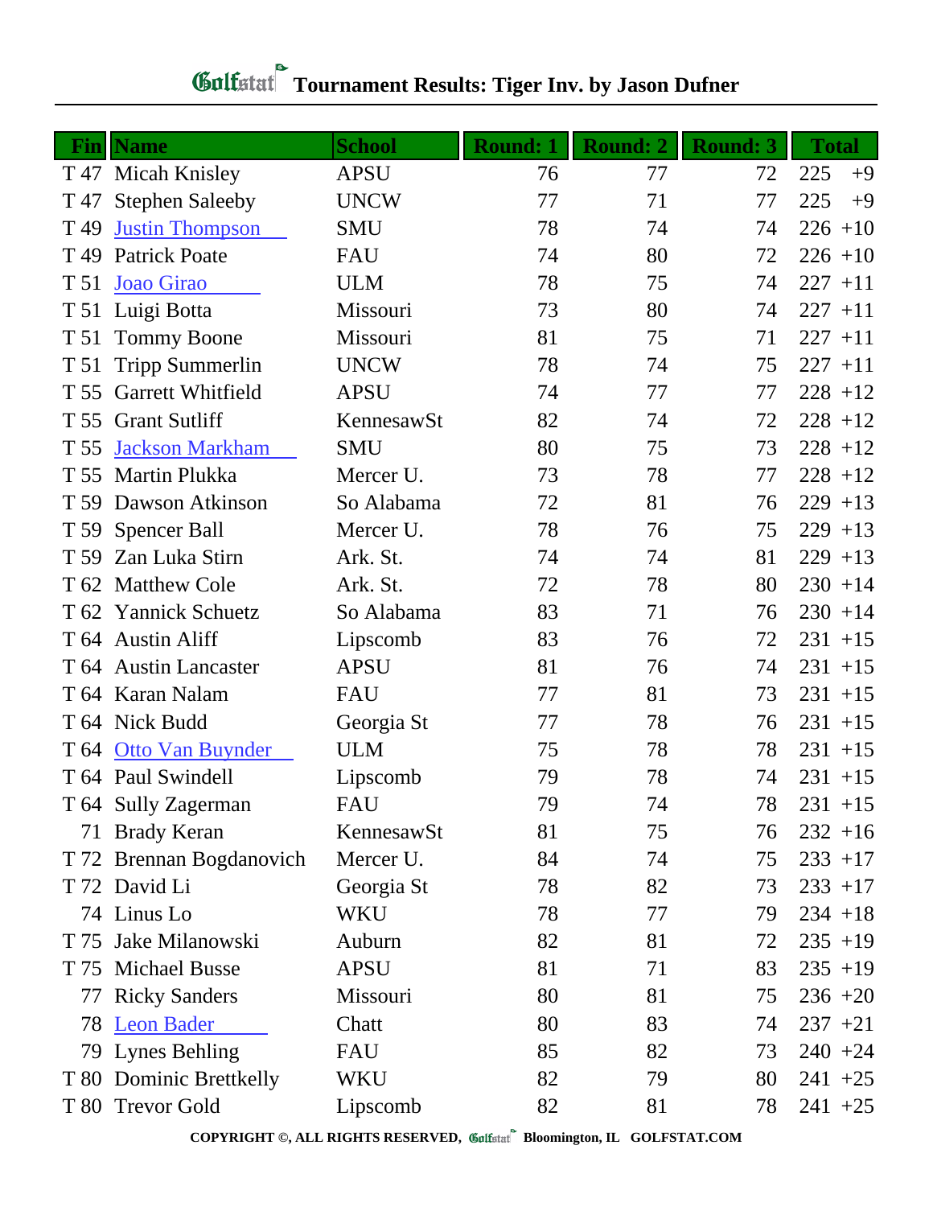# Golfstat Tournament Results: Tiger Inv. by Jason Dufner

| Fin | Name | School | Round: 1 | Round: 2 | Round: 3 | Total | |
|---|---|---|---|---|---|---|---|
| T 47 | Micah Knisley | APSU | 76 | 77 | 72 | 225 | +9 |
| T 47 | Stephen Saleeby | UNCW | 77 | 71 | 77 | 225 | +9 |
| T 49 | Justin Thompson | SMU | 78 | 74 | 74 | 226 | +10 |
| T 49 | Patrick Poate | FAU | 74 | 80 | 72 | 226 | +10 |
| T 51 | Joao Girao | ULM | 78 | 75 | 74 | 227 | +11 |
| T 51 | Luigi Botta | Missouri | 73 | 80 | 74 | 227 | +11 |
| T 51 | Tommy Boone | Missouri | 81 | 75 | 71 | 227 | +11 |
| T 51 | Tripp Summerlin | UNCW | 78 | 74 | 75 | 227 | +11 |
| T 55 | Garrett Whitfield | APSU | 74 | 77 | 77 | 228 | +12 |
| T 55 | Grant Sutliff | KennesawSt | 82 | 74 | 72 | 228 | +12 |
| T 55 | Jackson Markham | SMU | 80 | 75 | 73 | 228 | +12 |
| T 55 | Martin Plukka | Mercer U. | 73 | 78 | 77 | 228 | +12 |
| T 59 | Dawson Atkinson | So Alabama | 72 | 81 | 76 | 229 | +13 |
| T 59 | Spencer Ball | Mercer U. | 78 | 76 | 75 | 229 | +13 |
| T 59 | Zan Luka Stirn | Ark. St. | 74 | 74 | 81 | 229 | +13 |
| T 62 | Matthew Cole | Ark. St. | 72 | 78 | 80 | 230 | +14 |
| T 62 | Yannick Schuetz | So Alabama | 83 | 71 | 76 | 230 | +14 |
| T 64 | Austin Aliff | Lipscomb | 83 | 76 | 72 | 231 | +15 |
| T 64 | Austin Lancaster | APSU | 81 | 76 | 74 | 231 | +15 |
| T 64 | Karan Nalam | FAU | 77 | 81 | 73 | 231 | +15 |
| T 64 | Nick Budd | Georgia St | 77 | 78 | 76 | 231 | +15 |
| T 64 | Otto Van Buynder | ULM | 75 | 78 | 78 | 231 | +15 |
| T 64 | Paul Swindell | Lipscomb | 79 | 78 | 74 | 231 | +15 |
| T 64 | Sully Zagerman | FAU | 79 | 74 | 78 | 231 | +15 |
| 71 | Brady Keran | KennesawSt | 81 | 75 | 76 | 232 | +16 |
| T 72 | Brennan Bogdanovich | Mercer U. | 84 | 74 | 75 | 233 | +17 |
| T 72 | David Li | Georgia St | 78 | 82 | 73 | 233 | +17 |
| 74 | Linus Lo | WKU | 78 | 77 | 79 | 234 | +18 |
| T 75 | Jake Milanowski | Auburn | 82 | 81 | 72 | 235 | +19 |
| T 75 | Michael Busse | APSU | 81 | 71 | 83 | 235 | +19 |
| 77 | Ricky Sanders | Missouri | 80 | 81 | 75 | 236 | +20 |
| 78 | Leon Bader | Chatt | 80 | 83 | 74 | 237 | +21 |
| 79 | Lynes Behling | FAU | 85 | 82 | 73 | 240 | +24 |
| T 80 | Dominic Brettkelly | WKU | 82 | 79 | 80 | 241 | +25 |
| T 80 | Trevor Gold | Lipscomb | 82 | 81 | 78 | 241 | +25 |

COPYRIGHT ©, ALL RIGHTS RESERVED, Golfstat Bloomington, IL GOLFSTAT.COM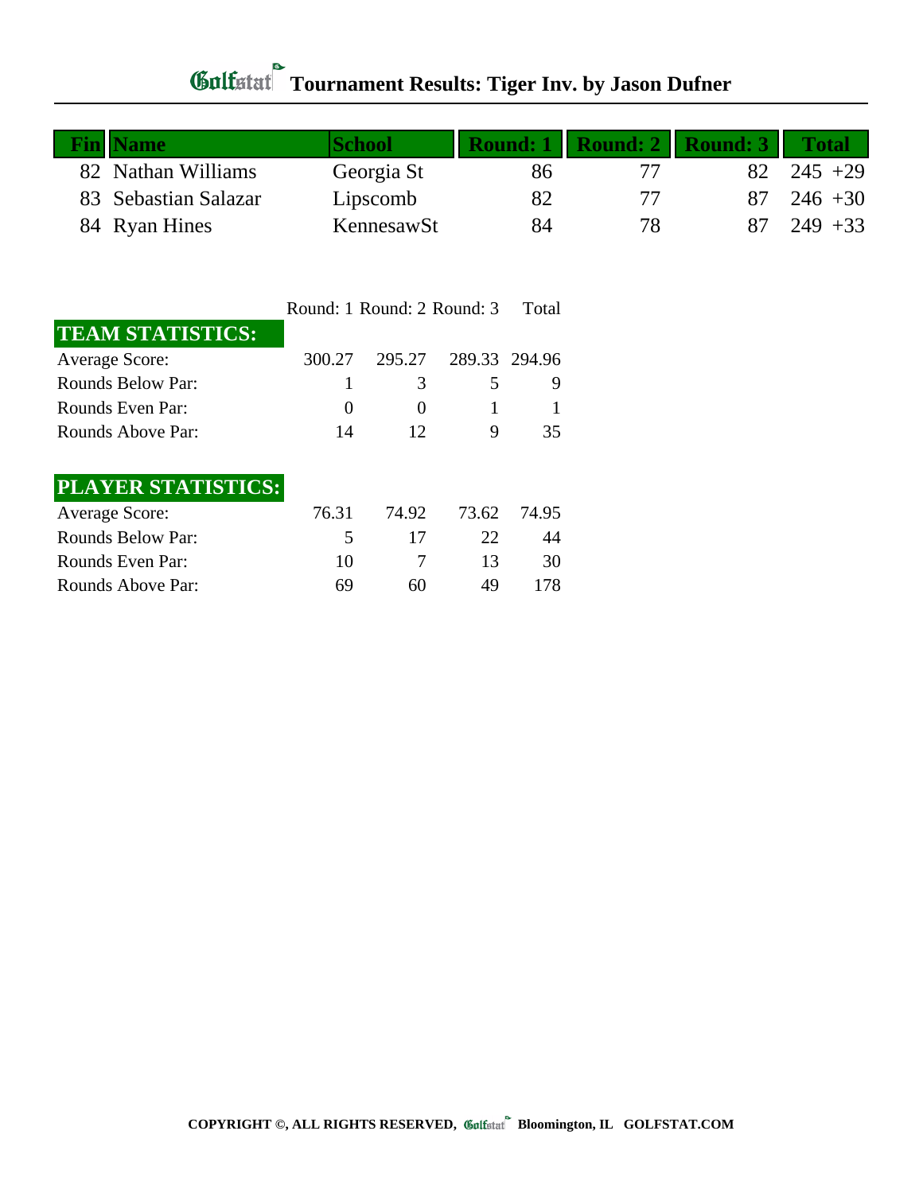# Golfstat Tournament Results: Tiger Inv. by Jason Dufner

| Fin | Name | School | Round: 1 | Round: 2 | Round: 3 | Total | |
|---|---|---|---|---|---|---|---|
| 82 | Nathan Williams | Georgia St | 86 | 77 | 82 | 245 | +29 |
| 83 | Sebastian Salazar | Lipscomb | 82 | 77 | 87 | 246 | +30 |
| 84 | Ryan Hines | KennesawSt | 84 | 78 | 87 | 249 | +33 |

| TEAM STATISTICS: | Round: 1 | Round: 2 | Round: 3 | Total |
|---|---|---|---|---|
| Average Score: | 300.27 | 295.27 | 289.33 | 294.96 |
| Rounds Below Par: | 1 | 3 | 5 | 9 |
| Rounds Even Par: | 0 | 0 | 1 | 1 |
| Rounds Above Par: | 14 | 12 | 9 | 35 |

| PLAYER STATISTICS: | Round: 1 | Round: 2 | Round: 3 | Total |
|---|---|---|---|---|
| Average Score: | 76.31 | 74.92 | 73.62 | 74.95 |
| Rounds Below Par: | 5 | 17 | 22 | 44 |
| Rounds Even Par: | 10 | 7 | 13 | 30 |
| Rounds Above Par: | 69 | 60 | 49 | 178 |

**COPYRIGHT ©, ALL RIGHTS RESERVED, Golfstat Bloomington, IL GOLFSTAT.COM**